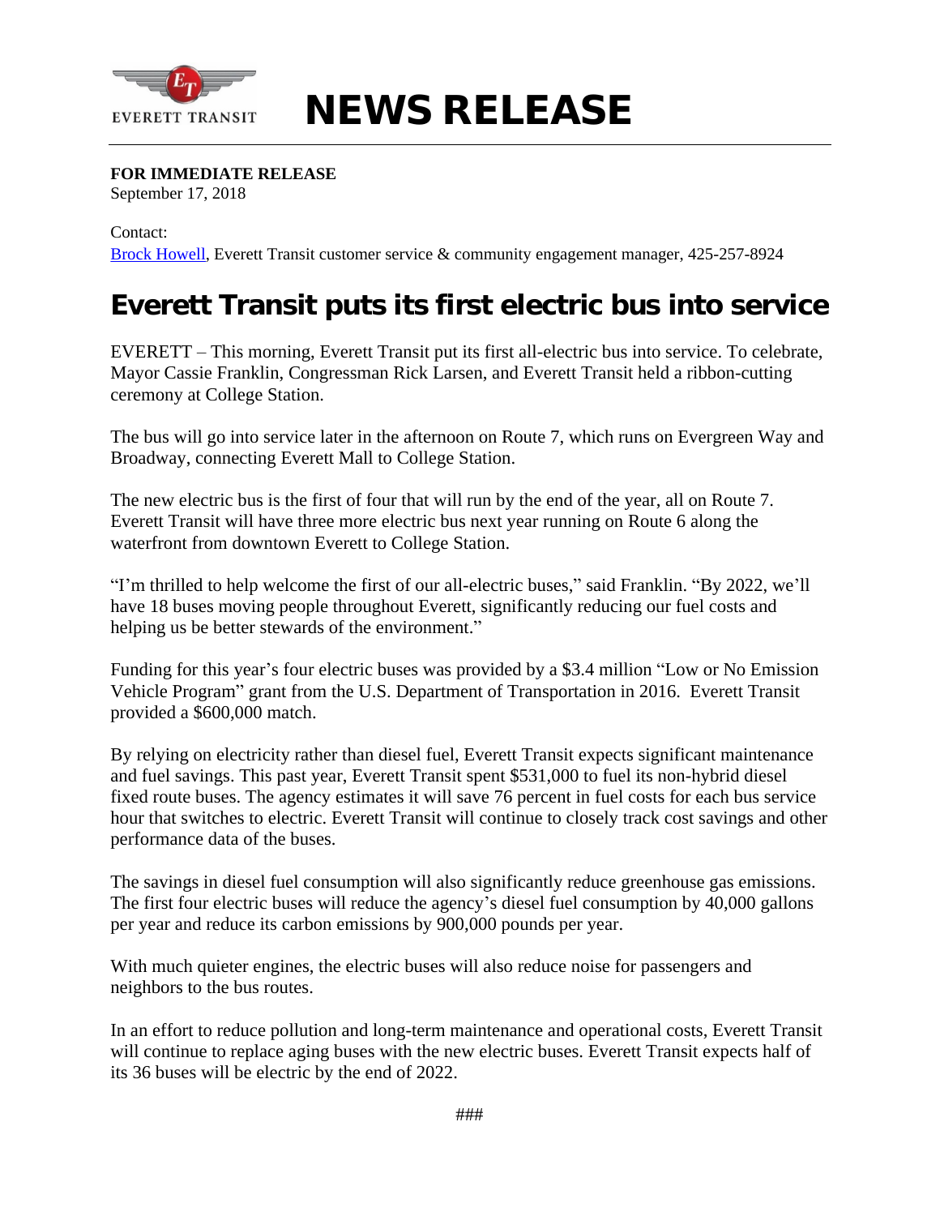EVERETT TRANSIT

# NEWS RELEASE

**FOR IMMEDIATE RELEASE**
September 17, 2018

Contact:
Brock Howell, Everett Transit customer service & community engagement manager, 425-257-8924

## Everett Transit puts its first electric bus into service

EVERETT – This morning, Everett Transit put its first all-electric bus into service. To celebrate, Mayor Cassie Franklin, Congressman Rick Larsen, and Everett Transit held a ribbon-cutting ceremony at College Station.

The bus will go into service later in the afternoon on Route 7, which runs on Evergreen Way and Broadway, connecting Everett Mall to College Station.

The new electric bus is the first of four that will run by the end of the year, all on Route 7. Everett Transit will have three more electric bus next year running on Route 6 along the waterfront from downtown Everett to College Station.

"I'm thrilled to help welcome the first of our all-electric buses," said Franklin. "By 2022, we'll have 18 buses moving people throughout Everett, significantly reducing our fuel costs and helping us be better stewards of the environment."

Funding for this year's four electric buses was provided by a $3.4 million "Low or No Emission Vehicle Program" grant from the U.S. Department of Transportation in 2016. Everett Transit provided a $600,000 match.

By relying on electricity rather than diesel fuel, Everett Transit expects significant maintenance and fuel savings. This past year, Everett Transit spent $531,000 to fuel its non-hybrid diesel fixed route buses. The agency estimates it will save 76 percent in fuel costs for each bus service hour that switches to electric. Everett Transit will continue to closely track cost savings and other performance data of the buses.

The savings in diesel fuel consumption will also significantly reduce greenhouse gas emissions. The first four electric buses will reduce the agency's diesel fuel consumption by 40,000 gallons per year and reduce its carbon emissions by 900,000 pounds per year.

With much quieter engines, the electric buses will also reduce noise for passengers and neighbors to the bus routes.

In an effort to reduce pollution and long-term maintenance and operational costs, Everett Transit will continue to replace aging buses with the new electric buses. Everett Transit expects half of its 36 buses will be electric by the end of 2022.

###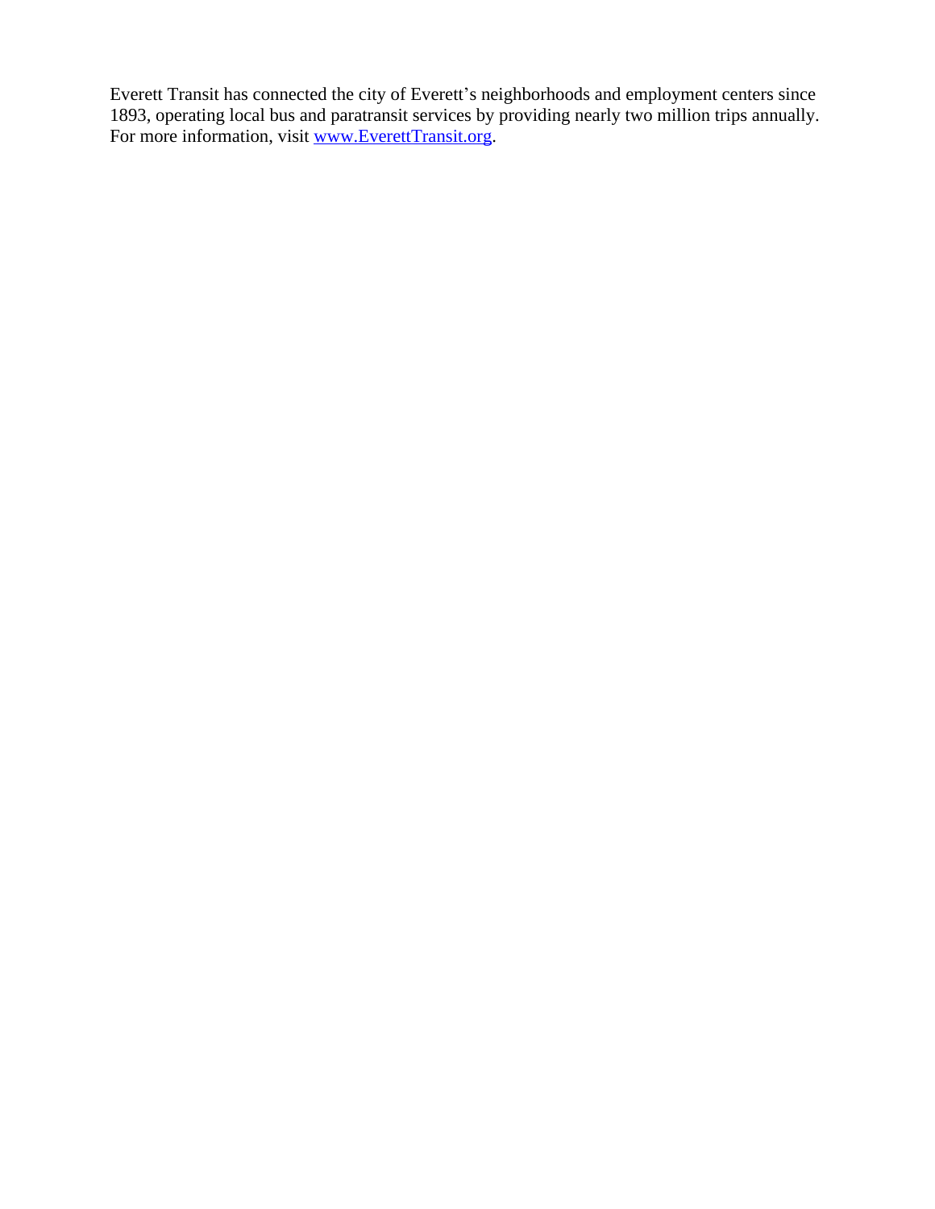Everett Transit has connected the city of Everett's neighborhoods and employment centers since 1893, operating local bus and paratransit services by providing nearly two million trips annually. For more information, visit [www.EverettTransit.org](http://www.EverettTransit.org).